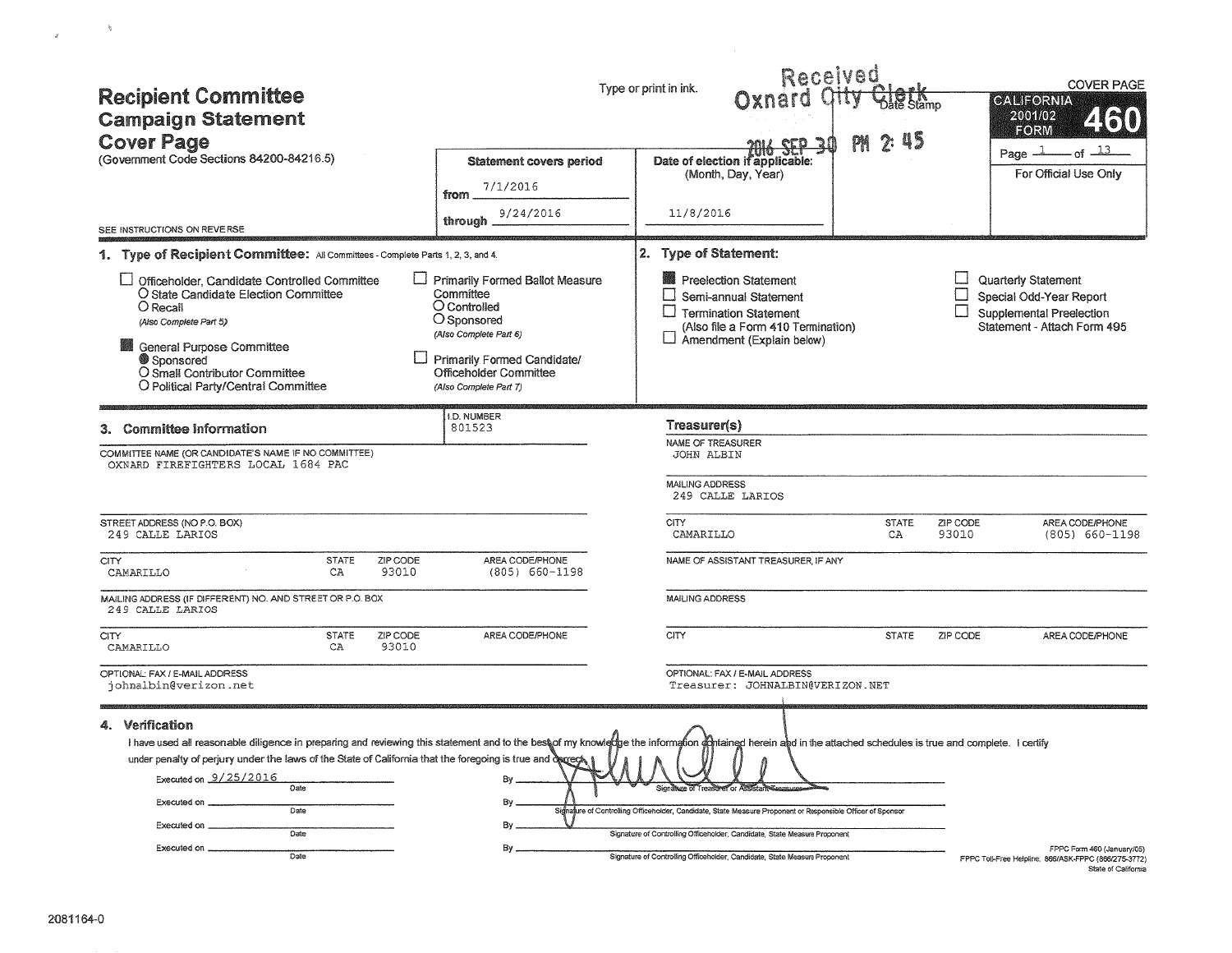# Recipient Committee Campaign Statement Cover Page

(Government Code Sections 84200-84216.5)

SEE INSTRUCTIONS ON REVERSE

Type or print in ink.

Received Oxnard City Clerk
2016 SEP 30 PM 2:45
Date Stamp

**COVER PAGE**

**CALIFORNIA 2001/02 FORM 460**

Page 1 of 13

For Official Use Only

| Statement covers period | Date of election if applicable: (Month, Day, Year) |
|---|---|
| from 7/1/2016 | 11/8/2016 |
| through 9/24/2016 | |

## 1. Type of Recipient Committee:
All Committees - Complete Parts 1, 2, 3, and 4.

- ☐ Officeholder, Candidate Controlled Committee
  - ○ State Candidate Election Committee
  - ○ Recall
  - *(Also Complete Part 5)*
- ☒ General Purpose Committee
  - ● Sponsored
  - ○ Small Contributor Committee
  - ○ Political Party/Central Committee
- ☐ Primarily Formed Ballot Measure Committee
  - ○ Controlled
  - ○ Sponsored
  - *(Also Complete Part 6)*
- ☐ Primarily Formed Candidate/Officeholder Committee
  - *(Also Complete Part 7)*

## 2. Type of Statement:

- ☒ Preelection Statement
- ☐ Semi-annual Statement
- ☐ Termination Statement (Also file a Form 410 Termination)
- ☐ Amendment (Explain below)
- ☐ Quarterly Statement
- ☐ Special Odd-Year Report
- ☐ Supplemental Preelection Statement - Attach Form 495

## 3. Committee Information

I.D. NUMBER: 801523

COMMITTEE NAME (OR CANDIDATE'S NAME IF NO COMMITTEE): OXNARD FIREFIGHTERS LOCAL 1684 PAC

| STREET ADDRESS (NO P.O. BOX) | | | |
|---|---|---|---|
| 249 CALLE LARIOS | | | |
| **CITY** | **STATE** | **ZIP CODE** | **AREA CODE/PHONE** |
| CAMARILLO | CA | 93010 | (805) 660-1198 |

| MAILING ADDRESS (IF DIFFERENT) NO. AND STREET OR P.O. BOX | | | |
|---|---|---|---|
| 249 CALLE LARIOS | | | |
| **CITY** | **STATE** | **ZIP CODE** | **AREA CODE/PHONE** |
| CAMARILLO | CA | 93010 | |

OPTIONAL: FAX / E-MAIL ADDRESS: johnalbin@verizon.net

### Treasurer(s)

NAME OF TREASURER: JOHN ALBIN

MAILING ADDRESS: 249 CALLE LARIOS

| CITY | STATE | ZIP CODE | AREA CODE/PHONE |
|---|---|---|---|
| CAMARILLO | CA | 93010 | (805) 660-1198 |

NAME OF ASSISTANT TREASURER, IF ANY:

MAILING ADDRESS:

| CITY | STATE | ZIP CODE | AREA CODE/PHONE |
|---|---|---|---|
| | | | |

OPTIONAL: FAX / E-MAIL ADDRESS: Treasurer: JOHNALBIN@VERIZON.NET

## 4. Verification

I have used all reasonable diligence in preparing and reviewing this statement and to the best of my knowledge the information contained herein and in the attached schedules is true and complete. I certify under penalty of perjury under the laws of the State of California that the foregoing is true and correct.

| Executed on | By |
|---|---|
| 9/25/2016 (Date) | [signature] Signature of Treasurer or Assistant Treasurer |
| (Date) | Signature of Controlling Officeholder, Candidate, State Measure Proponent or Responsible Officer of Sponsor |
| (Date) | Signature of Controlling Officeholder, Candidate, State Measure Proponent |
| (Date) | Signature of Controlling Officeholder, Candidate, State Measure Proponent |

FPPC Form 460 (January/05)
FPPC Toll-Free Helpline: 866/ASK-FPPC (866/275-3772)
State of California

2081164-0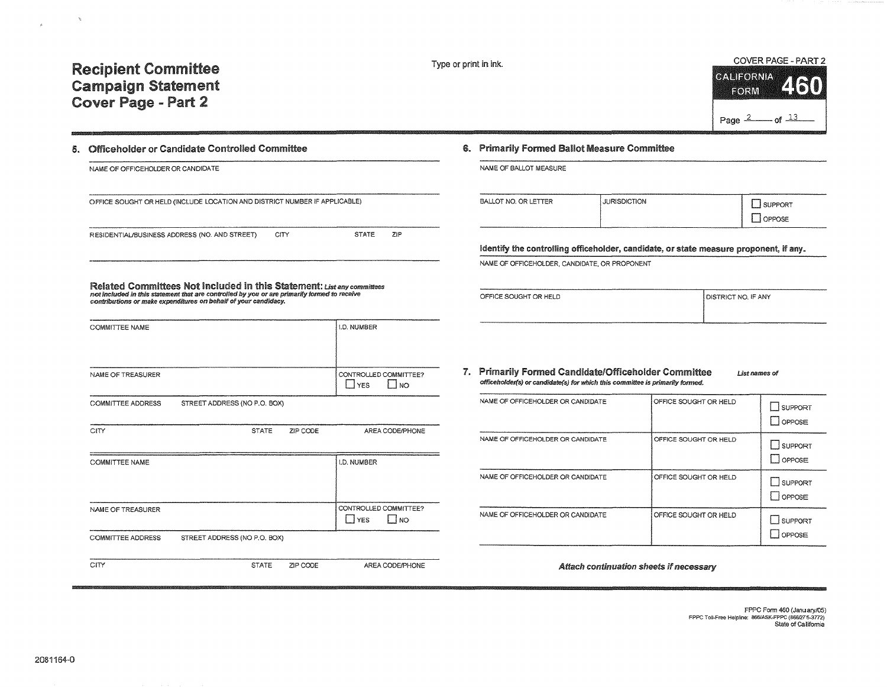# Recipient Committee Campaign Statement Cover Page - Part 2

Type or print in ink.

COVER PAGE - PART 2

CALIFORNIA FORM **460**

Page 2 of 13

## 5. Officeholder or Candidate Controlled Committee

NAME OF OFFICEHOLDER OR CANDIDATE

OFFICE SOUGHT OR HELD (INCLUDE LOCATION AND DISTRICT NUMBER IF APPLICABLE)

| RESIDENTIAL/BUSINESS ADDRESS (NO. AND STREET) | CITY | STATE | ZIP |
|---|---|---|---|
| | | | |

### Related Committees Not Included in this Statement:

*List any committees not included in this statement that are controlled by you or are primarily formed to receive contributions or make expenditures on behalf of your candidacy.*

| COMMITTEE NAME | | | I.D. NUMBER |
|---|---|---|---|
| NAME OF TREASURER | | | CONTROLLED COMMITTEE? ☐ YES ☐ NO |
| COMMITTEE ADDRESS STREET ADDRESS (NO P.O. BOX) | | | |
| CITY | STATE | ZIP CODE | AREA CODE/PHONE |

| COMMITTEE NAME | | | I.D. NUMBER |
|---|---|---|---|
| NAME OF TREASURER | | | CONTROLLED COMMITTEE? ☐ YES ☐ NO |
| COMMITTEE ADDRESS STREET ADDRESS (NO P.O. BOX) | | | |
| CITY | STATE | ZIP CODE | AREA CODE/PHONE |

## 6. Primarily Formed Ballot Measure Committee

NAME OF BALLOT MEASURE

| BALLOT NO. OR LETTER | JURISDICTION | ☐ SUPPORT ☐ OPPOSE |
|---|---|---|
| | | |

**Identify the controlling officeholder, candidate, or state measure proponent, if any.**

NAME OF OFFICEHOLDER, CANDIDATE, OR PROPONENT

| OFFICE SOUGHT OR HELD | DISTRICT NO. IF ANY |
|---|---|
| | |

## 7. Primarily Formed Candidate/Officeholder Committee

*List names of officeholder(s) or candidate(s) for which this committee is primarily formed.*

| NAME OF OFFICEHOLDER OR CANDIDATE | OFFICE SOUGHT OR HELD | |
|---|---|---|
| | | ☐ SUPPORT ☐ OPPOSE |
| NAME OF OFFICEHOLDER OR CANDIDATE | OFFICE SOUGHT OR HELD | ☐ SUPPORT ☐ OPPOSE |
| NAME OF OFFICEHOLDER OR CANDIDATE | OFFICE SOUGHT OR HELD | ☐ SUPPORT ☐ OPPOSE |
| NAME OF OFFICEHOLDER OR CANDIDATE | OFFICE SOUGHT OR HELD | ☐ SUPPORT ☐ OPPOSE |

***Attach continuation sheets if necessary***

FPPC Form 460 (January/05)
FPPC Toll-Free Helpline: 866/ASK-FPPC (866/275-3772)
State of California

2081164-0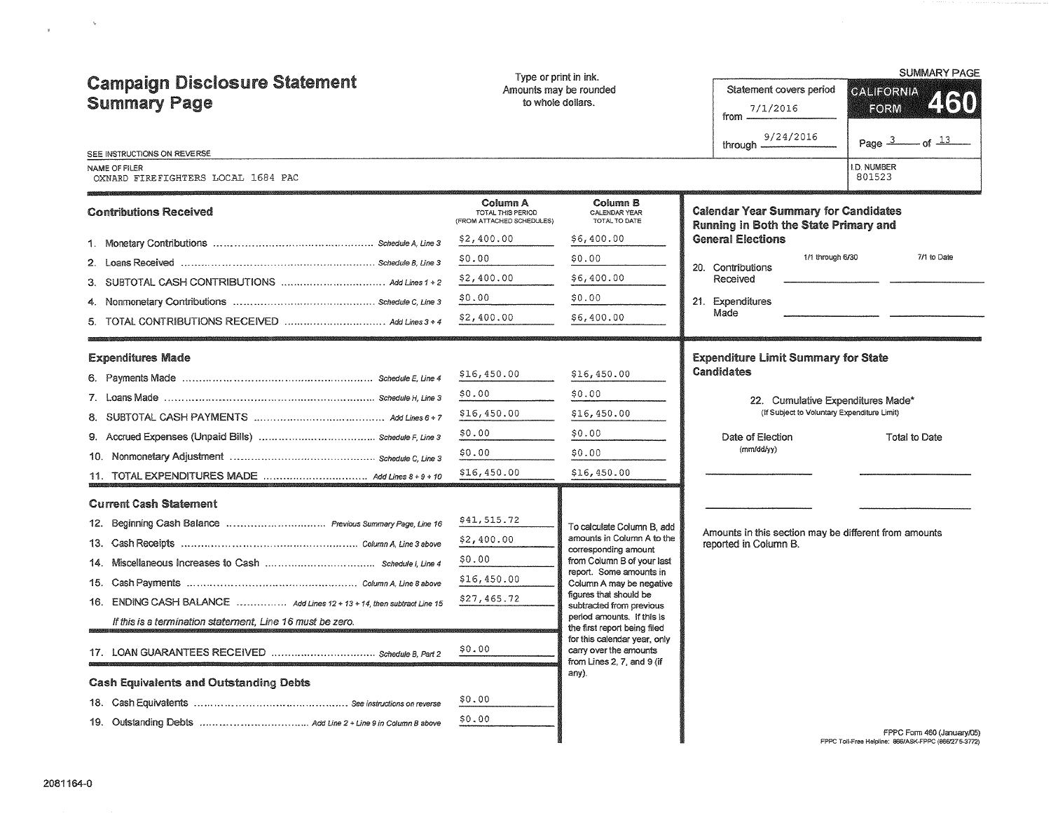# Campaign Disclosure Statement Summary Page

Type or print in ink. Amounts may be rounded to whole dollars.

SUMMARY PAGE

**CALIFORNIA FORM 460**

Statement covers period from 7/1/2016 through 9/24/2016

SEE INSTRUCTIONS ON REVERSE

NAME OF FILER: OXNARD FIREFIGHTERS LOCAL 1684 PAC

I.D. NUMBER: 801523

## Contributions Received

| | Column A TOTAL THIS PERIOD (FROM ATTACHED SCHEDULES) | Column B CALENDAR YEAR TOTAL TO DATE |
|---|---|---|
| 1. Monetary Contributions ... Schedule A, Line 3 | $2,400.00 | $6,400.00 |
| 2. Loans Received ... Schedule B, Line 3 | $0.00 | $0.00 |
| 3. SUBTOTAL CASH CONTRIBUTIONS ... Add Lines 1 + 2 | $2,400.00 | $6,400.00 |
| 4. Nonmonetary Contributions ... Schedule C, Line 3 | $0.00 | $0.00 |
| 5. TOTAL CONTRIBUTIONS RECEIVED ... Add Lines 3 + 4 | $2,400.00 | $6,400.00 |

## Expenditures Made

| | Column A | Column B |
|---|---|---|
| 6. Payments Made ... Schedule E, Line 4 | $16,450.00 | $16,450.00 |
| 7. Loans Made ... Schedule H, Line 3 | $0.00 | $0.00 |
| 8. SUBTOTAL CASH PAYMENTS ... Add Lines 6 + 7 | $16,450.00 | $16,450.00 |
| 9. Accrued Expenses (Unpaid Bills) ... Schedule F, Line 3 | $0.00 | $0.00 |
| 10. Nonmonetary Adjustment ... Schedule C, Line 3 | $0.00 | $0.00 |
| 11. TOTAL EXPENDITURES MADE ... Add Lines 8 + 9 + 10 | $16,450.00 | $16,450.00 |

## Current Cash Statement

| | Column A |
|---|---|
| 12. Beginning Cash Balance ... Previous Summary Page, Line 16 | $41,515.72 |
| 13. Cash Receipts ... Column A, Line 3 above | $2,400.00 |
| 14. Miscellaneous Increases to Cash ... Schedule I, Line 4 | $0.00 |
| 15. Cash Payments ... Column A, Line 8 above | $16,450.00 |
| 16. ENDING CASH BALANCE ... Add Lines 12 + 13 + 14, then subtract Line 15 | $27,465.72 |

*If this is a termination statement, Line 16 must be zero.*

| | |
|---|---|
| 17. LOAN GUARANTEES RECEIVED ... Schedule B, Part 2 | $0.00 |

To calculate Column B, add amounts in Column A to the corresponding amount from Column B of your last report. Some amounts in Column A may be negative figures that should be subtracted from previous period amounts. If this is the first report being filed for this calendar year, only carry over the amounts from Lines 2, 7, and 9 (if any).

## Cash Equivalents and Outstanding Debts

| | |
|---|---|
| 18. Cash Equivalents ... See instructions on reverse | $0.00 |
| 19. Outstanding Debts ... Add Line 2 + Line 9 in Column B above | $0.00 |

## Calendar Year Summary for Candidates Running in Both the State Primary and General Elections

| | 1/1 through 6/30 | 7/1 to Date |
|---|---|---|
| 20. Contributions Received | | |
| 21. Expenditures Made | | |

## Expenditure Limit Summary for State Candidates

22. Cumulative Expenditures Made* (If Subject to Voluntary Expenditure Limit)

| Date of Election (mm/dd/yy) | Total to Date |
|---|---|
| | |
| | |

Amounts in this section may be different from amounts reported in Column B.

FPPC Form 460 (January/05)
FPPC Toll-Free Helpline: 866/ASK-FPPC (866/275-3772)

2081164-0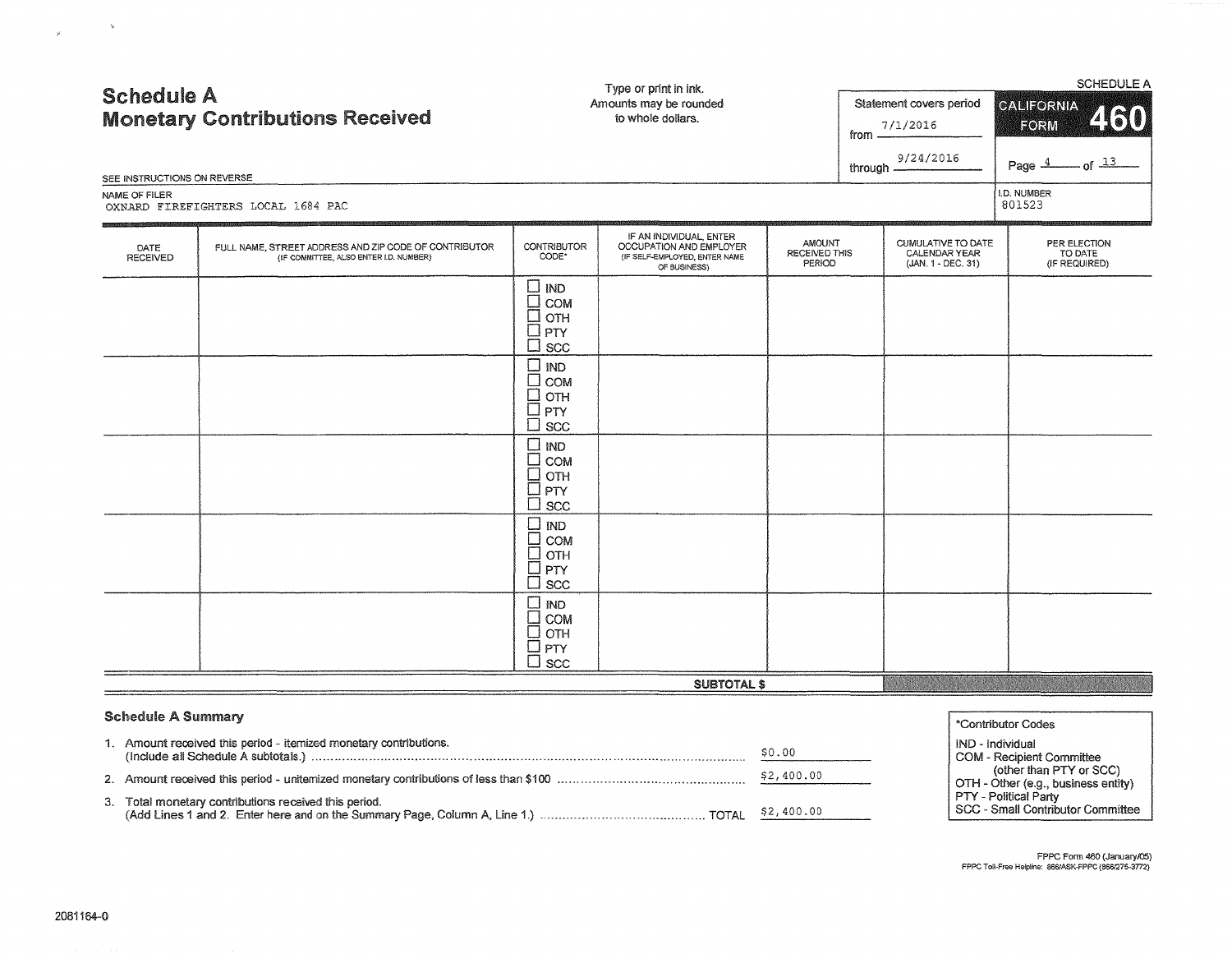SCHEDULE A

# Schedule A
## Monetary Contributions Received

Type or print in ink.
Amounts may be rounded to whole dollars.

Statement covers period
from 7/1/2016
through 9/24/2016

CALIFORNIA FORM **460**

SEE INSTRUCTIONS ON REVERSE

NAME OF FILER
OXNARD FIREFIGHTERS LOCAL 1684 PAC

I.D. NUMBER
801523

| DATE RECEIVED | FULL NAME, STREET ADDRESS AND ZIP CODE OF CONTRIBUTOR (IF COMMITTEE, ALSO ENTER I.D. NUMBER) | CONTRIBUTOR CODE* | IF AN INDIVIDUAL, ENTER OCCUPATION AND EMPLOYER (IF SELF-EMPLOYED, ENTER NAME OF BUSINESS) | AMOUNT RECEIVED THIS PERIOD | CUMULATIVE TO DATE CALENDAR YEAR (JAN. 1 - DEC. 31) | PER ELECTION TO DATE (IF REQUIRED) |
|---|---|---|---|---|---|---|
| | | ☐ IND ☐ COM ☐ OTH ☐ PTY ☐ SCC | | | | |
| | | ☐ IND ☐ COM ☐ OTH ☐ PTY ☐ SCC | | | | |
| | | ☐ IND ☐ COM ☐ OTH ☐ PTY ☐ SCC | | | | |
| | | ☐ IND ☐ COM ☐ OTH ☐ PTY ☐ SCC | | | | |
| | | ☐ IND ☐ COM ☐ OTH ☐ PTY ☐ SCC | | | | |
| | | | **SUBTOTAL $** | | | |

### Schedule A Summary

1. Amount received this period - itemized monetary contributions. (Include all Schedule A subtotals.) .......... $0.00
2. Amount received this period - unitemized monetary contributions of less than $100 .......... $2,400.00
3. Total monetary contributions received this period. (Add Lines 1 and 2. Enter here and on the Summary Page, Column A, Line 1.) .......... TOTAL $2,400.00

*Contributor Codes
IND - Individual
COM - Recipient Committee (other than PTY or SCC)
OTH - Other (e.g., business entity)
PTY - Political Party
SCC - Small Contributor Committee

FPPC Form 460 (January/05)
FPPC Toll-Free Helpline: 866/ASK-FPPC (866/275-3772)

2081164-0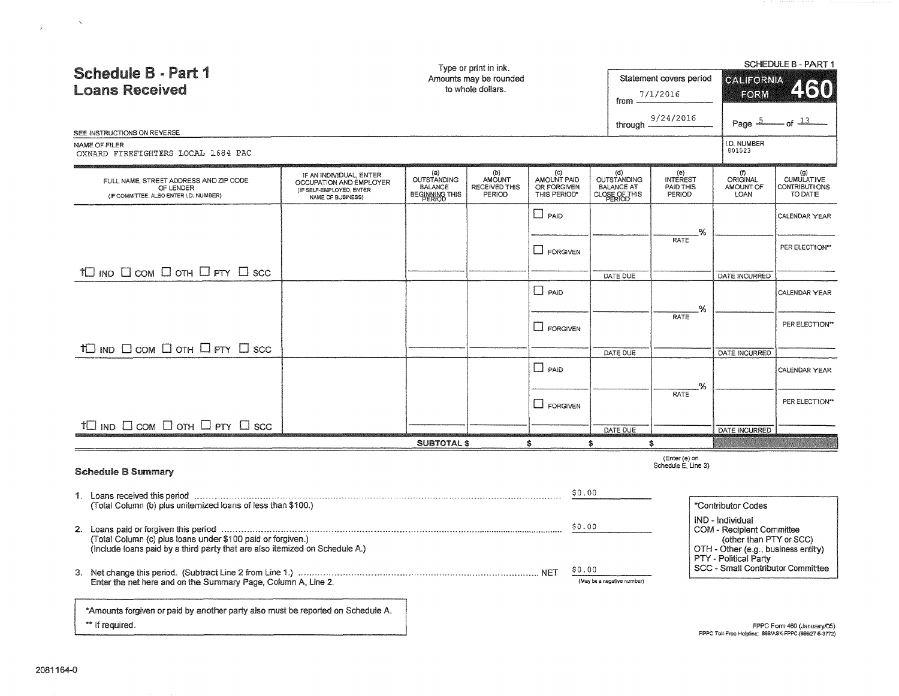# Schedule B - Part 1
## Loans Received

Type or print in ink.
Amounts may be rounded to whole dollars.

Statement covers period
from 7/1/2016
through 9/24/2016

SCHEDULE B - PART 1
CALIFORNIA FORM 460

SEE INSTRUCTIONS ON REVERSE

NAME OF FILER
OXNARD FIREFIGHTERS LOCAL 1684 PAC

I.D. NUMBER
801523

| FULL NAME, STREET ADDRESS AND ZIP CODE OF LENDER (IF COMMITTEE, ALSO ENTER I.D. NUMBER) | IF AN INDIVIDUAL, ENTER OCCUPATION AND EMPLOYER (IF SELF-EMPLOYED, ENTER NAME OF BUSINESS) | (a) OUTSTANDING BALANCE BEGINNING THIS PERIOD | (b) AMOUNT RECEIVED THIS PERIOD | (c) AMOUNT PAID OR FORGIVEN THIS PERIOD* | (d) OUTSTANDING BALANCE AT CLOSE OF THIS PERIOD | (e) INTEREST PAID THIS PERIOD | (f) ORIGINAL AMOUNT OF LOAN | (g) CUMULATIVE CONTRIBUTIONS TO DATE |
|---|---|---|---|---|---|---|---|---|
| †☐ IND ☐ COM ☐ OTH ☐ PTY ☐ SCC | | | | ☐ PAID ☐ FORGIVEN | DATE DUE | % RATE | DATE INCURRED | CALENDAR YEAR / PER ELECTION** |
| †☐ IND ☐ COM ☐ OTH ☐ PTY ☐ SCC | | | | ☐ PAID ☐ FORGIVEN | DATE DUE | % RATE | DATE INCURRED | CALENDAR YEAR / PER ELECTION** |
| †☐ IND ☐ COM ☐ OTH ☐ PTY ☐ SCC | | | | ☐ PAID ☐ FORGIVEN | DATE DUE | % RATE | DATE INCURRED | CALENDAR YEAR / PER ELECTION** |
| | SUBTOTAL $ | | $ | $ | $ | (Enter (e) on Schedule E, Line 3) | | |

### Schedule B Summary

1. Loans received this period ........ $0.00
   (Total Column (b) plus unitemized loans of less than $100.)
2. Loans paid or forgiven this period ........ $0.00
   (Total Column (c) plus loans under $100 paid or forgiven.)
   (Include loans paid by a third party that are also itemized on Schedule A.)
3. Net change this period. (Subtract Line 2 from Line 1.) ........ NET $0.00 (May be a negative number)
   Enter the net here and on the Summary Page, Column A, Line 2.

†Contributor Codes
- IND - Individual
- COM - Recipient Committee (other than PTY or SCC)
- OTH - Other (e.g., business entity)
- PTY - Political Party
- SCC - Small Contributor Committee

*Amounts forgiven or paid by another party also must be reported on Schedule A.
** If required.

FPPC Form 460 (January/05)
FPPC Toll-Free Helpline: 866/ASK-FPPC (866/275-3772)

2081164-0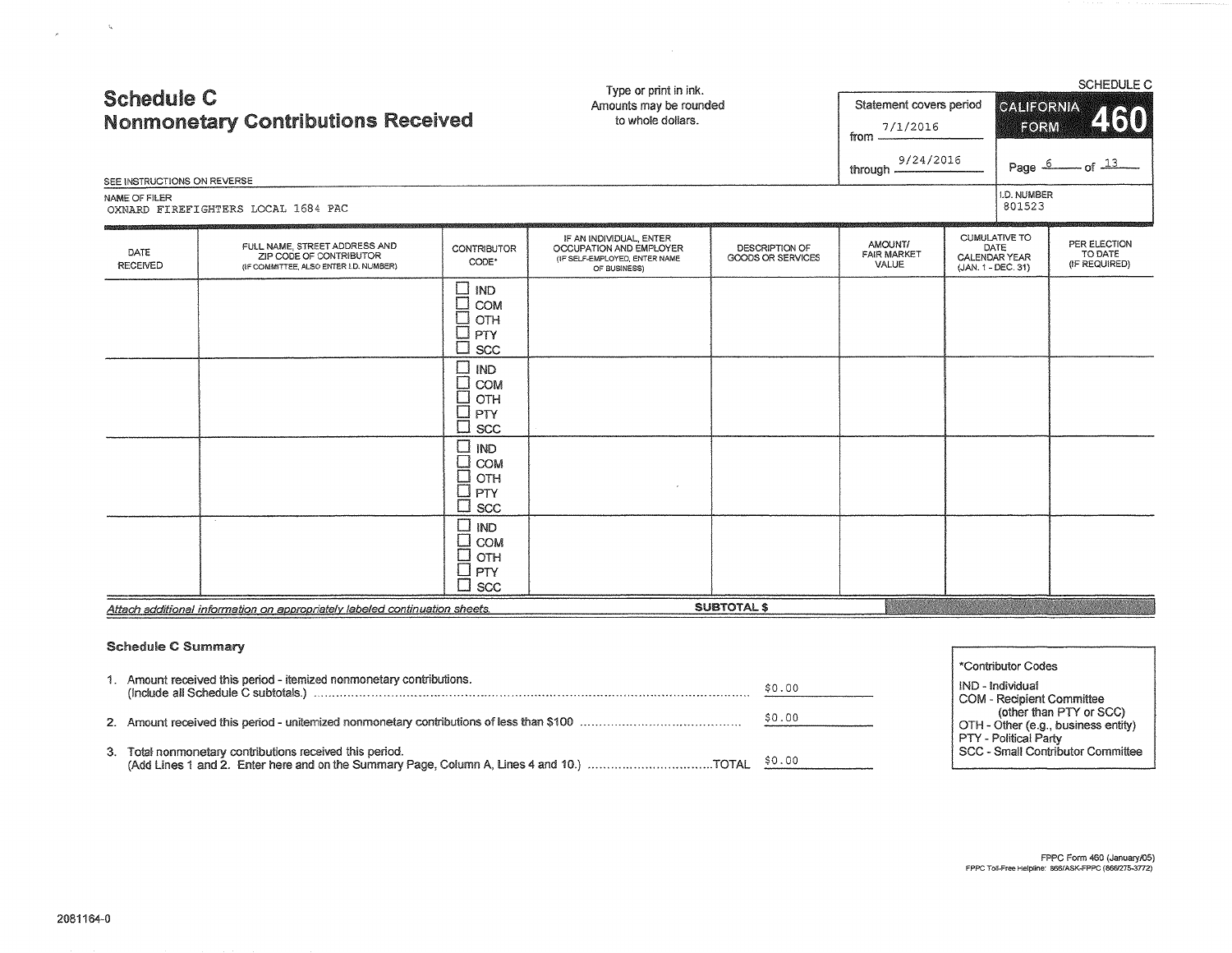# Schedule C
## Nonmonetary Contributions Received

Type or print in ink.
Amounts may be rounded to whole dollars.

Statement covers period
from 7/1/2016
through 9/24/2016

SCHEDULE C
**CALIFORNIA FORM 460**

Page 6 of 13

SEE INSTRUCTIONS ON REVERSE

NAME OF FILER
OXNARD FIREFIGHTERS LOCAL 1684 PAC

I.D. NUMBER
801523

| DATE RECEIVED | FULL NAME, STREET ADDRESS AND ZIP CODE OF CONTRIBUTOR (IF COMMITTEE, ALSO ENTER I.D. NUMBER) | CONTRIBUTOR CODE* | IF AN INDIVIDUAL, ENTER OCCUPATION AND EMPLOYER (IF SELF-EMPLOYED, ENTER NAME OF BUSINESS) | DESCRIPTION OF GOODS OR SERVICES | AMOUNT/ FAIR MARKET VALUE | CUMULATIVE TO DATE CALENDAR YEAR (JAN. 1 - DEC. 31) | PER ELECTION TO DATE (IF REQUIRED) |
|---|---|---|---|---|---|---|---|
| | | ☐ IND ☐ COM ☐ OTH ☐ PTY ☐ SCC | | | | | |
| | | ☐ IND ☐ COM ☐ OTH ☐ PTY ☐ SCC | | | | | |
| | | ☐ IND ☐ COM ☐ OTH ☐ PTY ☐ SCC | | | | | |
| | | ☐ IND ☐ COM ☐ OTH ☐ PTY ☐ SCC | | | | | |

*Attach additional information on appropriately labeled continuation sheets.*

**SUBTOTAL $**

### Schedule C Summary

1. Amount received this period - itemized nonmonetary contributions. (Include all Schedule C subtotals.) ............ $0.00
2. Amount received this period - unitemized nonmonetary contributions of less than $100 ............ $0.00
3. Total nonmonetary contributions received this period. (Add Lines 1 and 2. Enter here and on the Summary Page, Column A, Lines 4 and 10.) ............TOTAL $0.00

*Contributor Codes

IND - Individual
COM - Recipient Committee (other than PTY or SCC)
OTH - Other (e.g., business entity)
PTY - Political Party
SCC - Small Contributor Committee

FPPC Form 460 (January/05)
FPPC Toll-Free Helpline: 866/ASK-FPPC (866/275-3772)

2081164-0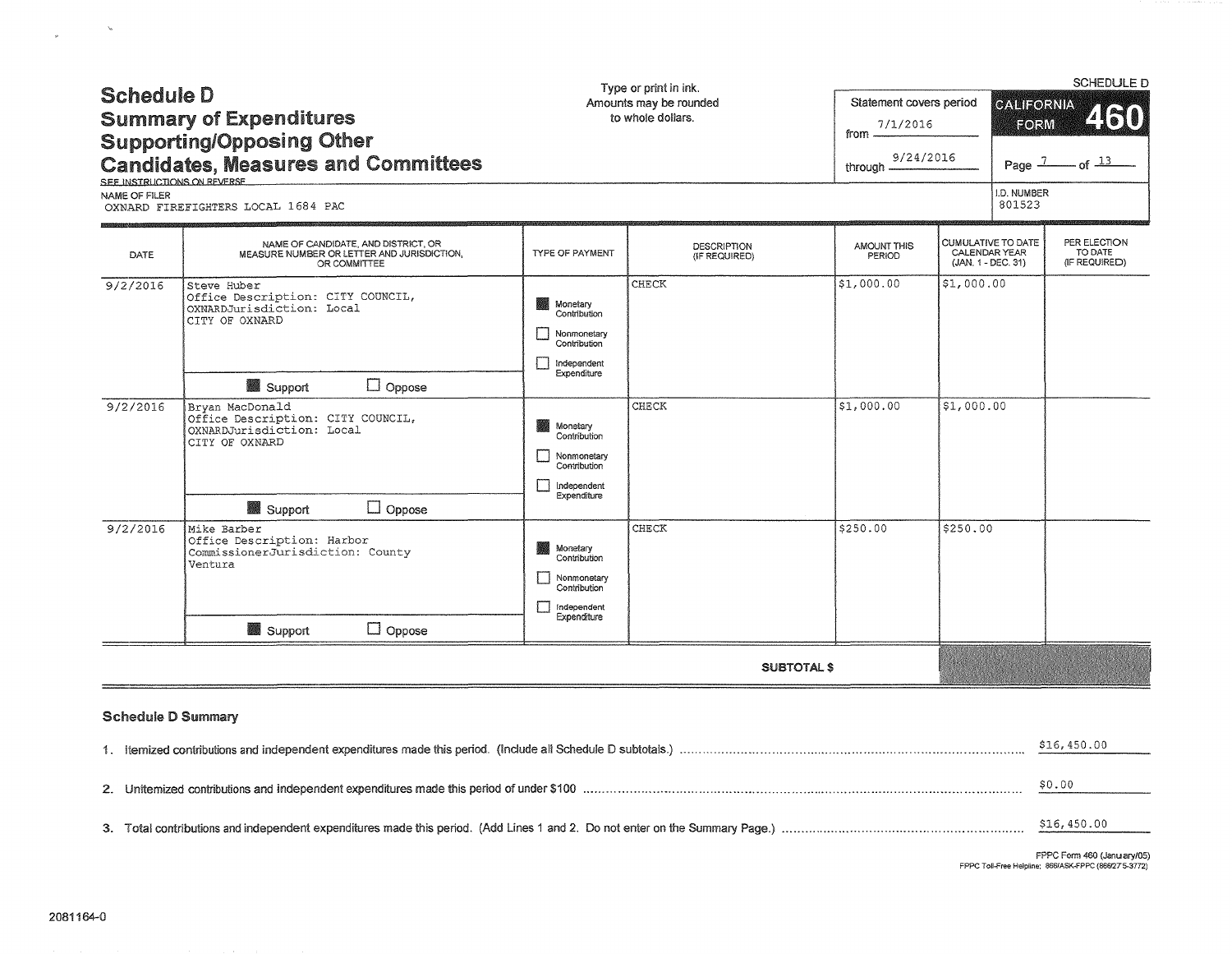# Schedule D
## Summary of Expenditures Supporting/Opposing Other Candidates, Measures and Committees

SEE INSTRUCTIONS ON REVERSE

Type or print in ink.
Amounts may be rounded to whole dollars.

Statement covers period
from 7/1/2016
through 9/24/2016

SCHEDULE D
CALIFORNIA FORM 460

Page 7 of 13

NAME OF FILER
OXNARD FIREFIGHTERS LOCAL 1684 PAC

I.D. NUMBER
801523

| DATE | NAME OF CANDIDATE, AND DISTRICT, OR MEASURE NUMBER OR LETTER AND JURISDICTION, OR COMMITTEE | TYPE OF PAYMENT | DESCRIPTION (IF REQUIRED) | AMOUNT THIS PERIOD | CUMULATIVE TO DATE CALENDAR YEAR (JAN. 1 - DEC. 31) | PER ELECTION TO DATE (IF REQUIRED) |
|---|---|---|---|---|---|---|
| 9/2/2016 | Steve Huber<br>Office Description: CITY COUNCIL, OXNARDJurisdiction: Local<br>CITY OF OXNARD<br>☒ Support ☐ Oppose | ☒ Monetary Contribution<br>☐ Nonmonetary Contribution<br>☐ Independent Expenditure | CHECK | $1,000.00 | $1,000.00 | |
| 9/2/2016 | Bryan MacDonald<br>Office Description: CITY COUNCIL, OXNARDJurisdiction: Local<br>CITY OF OXNARD<br>☒ Support ☐ Oppose | ☒ Monetary Contribution<br>☐ Nonmonetary Contribution<br>☐ Independent Expenditure | CHECK | $1,000.00 | $1,000.00 | |
| 9/2/2016 | Mike Barber<br>Office Description: Harbor CommissionerJurisdiction: County<br>Ventura<br>☒ Support ☐ Oppose | ☒ Monetary Contribution<br>☐ Nonmonetary Contribution<br>☐ Independent Expenditure | CHECK | $250.00 | $250.00 | |
| | | | SUBTOTAL $ | | | |

### Schedule D Summary

1. Itemized contributions and independent expenditures made this period. (Include all Schedule D subtotals.) ........ $16,450.00

2. Unitemized contributions and independent expenditures made this period of under $100 ........ $0.00

3. Total contributions and independent expenditures made this period. (Add Lines 1 and 2. Do not enter on the Summary Page.) ........ $16,450.00

FPPC Form 460 (January/05)
FPPC Toll-Free Helpline: 866/ASK-FPPC (866/275-3772)

2081164-0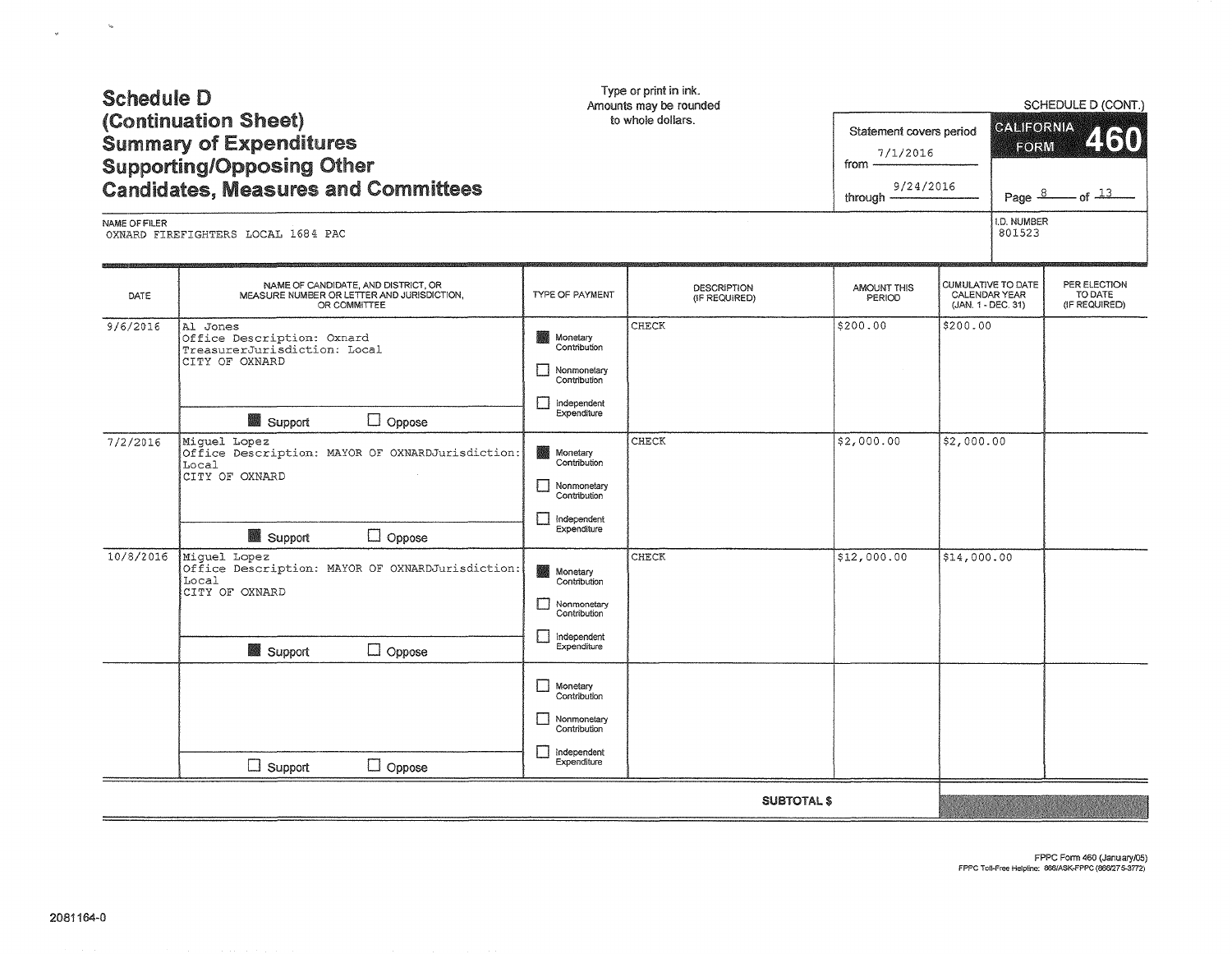# Schedule D (Continuation Sheet) Summary of Expenditures Supporting/Opposing Other Candidates, Measures and Committees

Type or print in ink.
Amounts may be rounded to whole dollars.

SCHEDULE D (CONT.)

CALIFORNIA FORM 460

Statement covers period
from 7/1/2016
through 9/24/2016

NAME OF FILER
OXNARD FIREFIGHTERS LOCAL 1684 PAC

I.D. NUMBER
801523

| DATE | NAME OF CANDIDATE, AND DISTRICT, OR MEASURE NUMBER OR LETTER AND JURISDICTION, OR COMMITTEE | TYPE OF PAYMENT | DESCRIPTION (IF REQUIRED) | AMOUNT THIS PERIOD | CUMULATIVE TO DATE CALENDAR YEAR (JAN. 1 - DEC. 31) | PER ELECTION TO DATE (IF REQUIRED) |
|---|---|---|---|---|---|---|
| 9/6/2016 | Al Jones<br>Office Description: Oxnard TreasurerJurisdiction: Local<br>CITY OF OXNARD<br>☒ Support ☐ Oppose | ☒ Monetary Contribution<br>☐ Nonmonetary Contribution<br>☐ Independent Expenditure | CHECK | $200.00 | $200.00 | |
| 7/2/2016 | Miguel Lopez<br>Office Description: MAYOR OF OXNARDJurisdiction: Local<br>CITY OF OXNARD<br>☒ Support ☐ Oppose | ☒ Monetary Contribution<br>☐ Nonmonetary Contribution<br>☐ Independent Expenditure | CHECK | $2,000.00 | $2,000.00 | |
| 10/8/2016 | Miguel Lopez<br>Office Description: MAYOR OF OXNARDJurisdiction: Local<br>CITY OF OXNARD<br>☒ Support ☐ Oppose | ☒ Monetary Contribution<br>☐ Nonmonetary Contribution<br>☐ Independent Expenditure | CHECK | $12,000.00 | $14,000.00 | |
| | ☐ Support ☐ Oppose | ☐ Monetary Contribution<br>☐ Nonmonetary Contribution<br>☐ Independent Expenditure | | | | |
| | | | **SUBTOTAL $** | | | |

FPPC Form 460 (January/05)
FPPC Toll-Free Helpline: 866/ASK-FPPC (866/275-3772)

2081164-0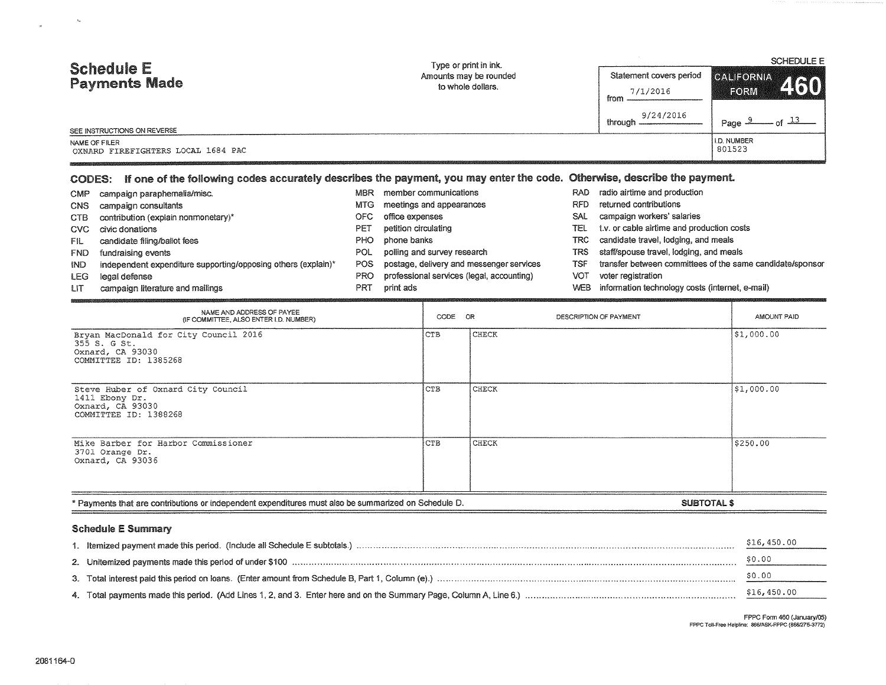# Schedule E
## Payments Made

Type or print in ink.
Amounts may be rounded to whole dollars.

SEE INSTRUCTIONS ON REVERSE

Statement covers period from 7/1/2016 through 9/24/2016

SCHEDULE E

**CALIFORNIA FORM 460**

NAME OF FILER
OXNARD FIREFIGHTERS LOCAL 1684 PAC

I.D. NUMBER
801523

### CODES: If one of the following codes accurately describes the payment, you may enter the code. Otherwise, describe the payment.

| | | | | | |
|---|---|---|---|---|---|
| CMP | campaign paraphernalia/misc. | MBR | member communications | RAD | radio airtime and production |
| CNS | campaign consultants | MTG | meetings and appearances | RFD | returned contributions |
| CTB | contribution (explain nonmonetary)* | OFC | office expenses | SAL | campaign workers' salaries |
| CVC | civic donations | PET | petition circulating | TEL | t.v. or cable airtime and production costs |
| FIL | candidate filing/ballot fees | PHO | phone banks | TRC | candidate travel, lodging, and meals |
| FND | fundraising events | POL | polling and survey research | TRS | staff/spouse travel, lodging, and meals |
| IND | independent expenditure supporting/opposing others (explain)* | POS | postage, delivery and messenger services | TSF | transfer between committees of the same candidate/sponsor |
| LEG | legal defense | PRO | professional services (legal, accounting) | VOT | voter registration |
| LIT | campaign literature and mailings | PRT | print ads | WEB | information technology costs (internet, e-mail) |

| NAME AND ADDRESS OF PAYEE (IF COMMITTEE, ALSO ENTER I.D. NUMBER) | CODE | OR DESCRIPTION OF PAYMENT | AMOUNT PAID |
|---|---|---|---|
| Bryan MacDonald for City Council 2016<br>355 S. G St.<br>Oxnard, CA 93030<br>COMMITTEE ID: 1385268 | CTB | CHECK | $1,000.00 |
| Steve Huber of Oxnard City Council<br>1411 Ebony Dr.<br>Oxnard, CA 93030<br>COMMITTEE ID: 1388268 | CTB | CHECK | $1,000.00 |
| Mike Barber for Harbor Commissioner<br>3701 Orange Dr.<br>Oxnard, CA 93036 | CTB | CHECK | $250.00 |

\* Payments that are contributions or independent expenditures must also be summarized on Schedule D.

**SUBTOTAL $**

### Schedule E Summary

1. Itemized payment made this period. (Include all Schedule E subtotals.) ............ $16,450.00
2. Unitemized payments made this period of under $100 ............ $0.00
3. Total interest paid this period on loans. (Enter amount from Schedule B, Part 1, Column (e).) ............ $0.00
4. Total payments made this period. (Add Lines 1, 2, and 3. Enter here and on the Summary Page, Column A, Line 6.) ............ $16,450.00

FPPC Form 460 (January/05)
FPPC Toll-Free Helpline: 866/ASK-FPPC (866/275-3772)

2081164-0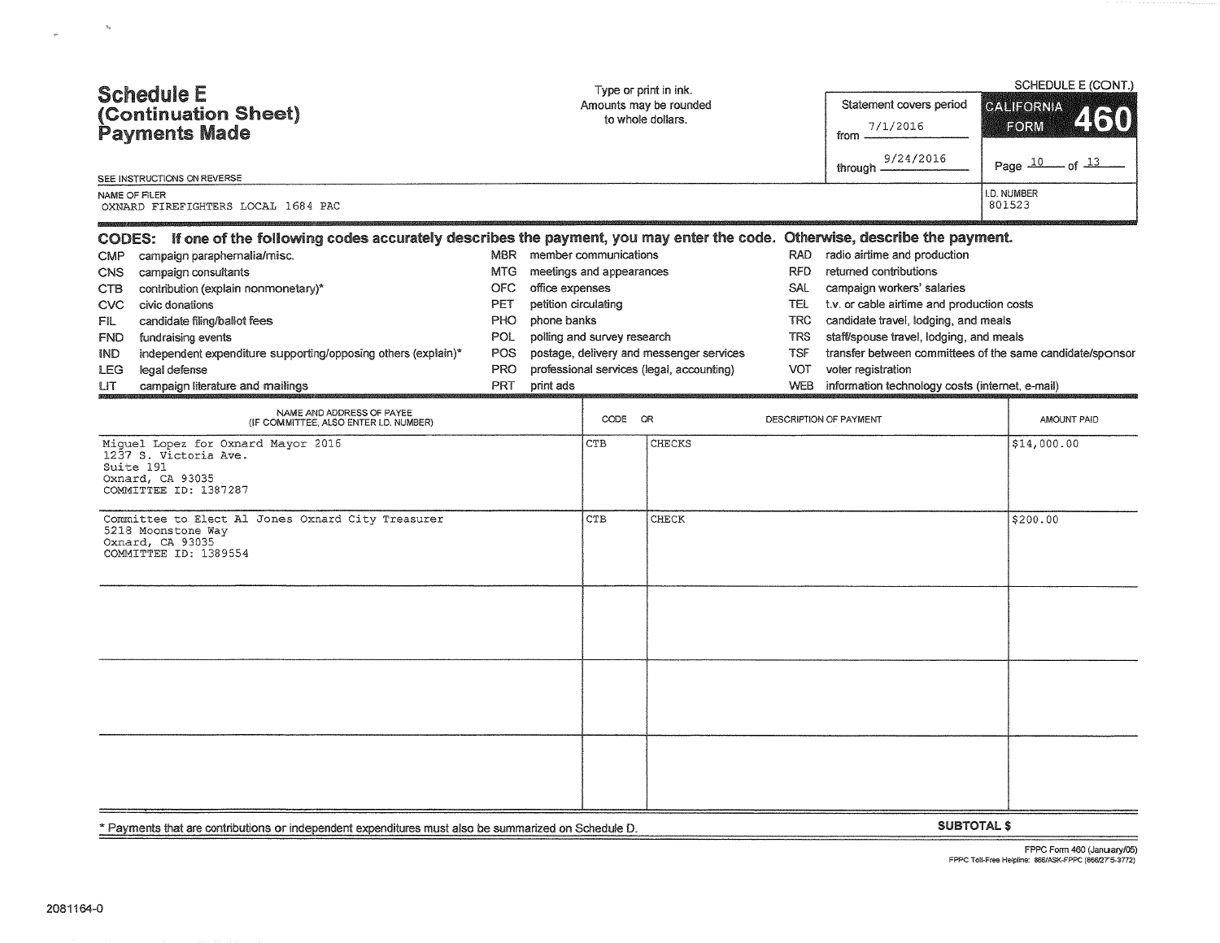# Schedule E (Continuation Sheet) Payments Made

Type or print in ink.
Amounts may be rounded to whole dollars.

SCHEDULE E (CONT.)

Statement covers period from 7/1/2016 through 9/24/2016

CALIFORNIA FORM 460

SEE INSTRUCTIONS ON REVERSE

NAME OF FILER
OXNARD FIREFIGHTERS LOCAL 1684 PAC

I.D. NUMBER
801523

**CODES: If one of the following codes accurately describes the payment, you may enter the code. Otherwise, describe the payment.**

| | | | | | |
|---|---|---|---|---|---|
| CMP | campaign paraphernalia/misc. | MBR | member communications | RAD | radio airtime and production |
| CNS | campaign consultants | MTG | meetings and appearances | RFD | returned contributions |
| CTB | contribution (explain nonmonetary)* | OFC | office expenses | SAL | campaign workers' salaries |
| CVC | civic donations | PET | petition circulating | TEL | t.v. or cable airtime and production costs |
| FIL | candidate filing/ballot fees | PHO | phone banks | TRC | candidate travel, lodging, and meals |
| FND | fundraising events | POL | polling and survey research | TRS | staff/spouse travel, lodging, and meals |
| IND | independent expenditure supporting/opposing others (explain)* | POS | postage, delivery and messenger services | TSF | transfer between committees of the same candidate/sponsor |
| LEG | legal defense | PRO | professional services (legal, accounting) | VOT | voter registration |
| LIT | campaign literature and mailings | PRT | print ads | WEB | information technology costs (internet, e-mail) |

| NAME AND ADDRESS OF PAYEE (IF COMMITTEE, ALSO ENTER I.D. NUMBER) | CODE | OR DESCRIPTION OF PAYMENT | AMOUNT PAID |
|---|---|---|---|
| Miguel Lopez for Oxnard Mayor 2016<br>1237 S. Victoria Ave.<br>Suite 191<br>Oxnard, CA 93035<br>COMMITTEE ID: 1387287 | CTB | CHECKS | $14,000.00 |
| Committee to Elect Al Jones Oxnard City Treasurer<br>5218 Moonstone Way<br>Oxnard, CA 93035<br>COMMITTEE ID: 1389554 | CTB | CHECK | $200.00 |
| | | | |
| | | | |
| | | | |

\* Payments that are contributions or independent expenditures must also be summarized on Schedule D.

**SUBTOTAL $**

FPPC Form 460 (January/05)
FPPC Toll-Free Helpline: 866/ASK-FPPC (866/275-3772)

2081164-0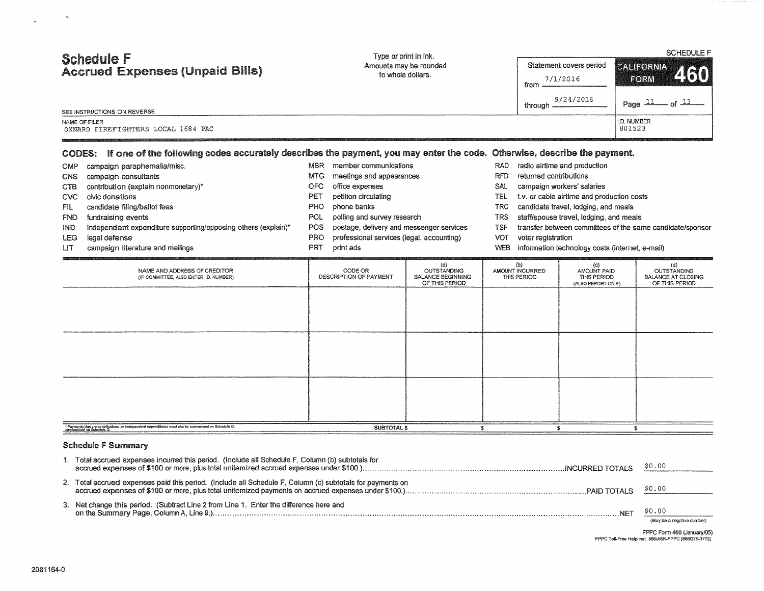# Schedule F
## Accrued Expenses (Unpaid Bills)

Type or print in ink.
Amounts may be rounded to whole dollars.

SCHEDULE F

**CALIFORNIA FORM 460**

Statement covers period
from 7/1/2016
through 9/24/2016

SEE INSTRUCTIONS ON REVERSE

NAME OF FILER
OXNARD FIREFIGHTERS LOCAL 1684 PAC

I.D. NUMBER
801523

**CODES: If one of the following codes accurately describes the payment, you may enter the code. Otherwise, describe the payment.**

| Code | Description | Code | Description | Code | Description |
|---|---|---|---|---|---|
| CMP | campaign paraphernalia/misc. | MBR | member communications | RAD | radio airtime and production |
| CNS | campaign consultants | MTG | meetings and appearances | RFD | returned contributions |
| CTB | contribution (explain nonmonetary)* | OFC | office expenses | SAL | campaign workers' salaries |
| CVC | civic donations | PET | petition circulating | TEL | t.v. or cable airtime and production costs |
| FIL | candidate filing/ballot fees | PHO | phone banks | TRC | candidate travel, lodging, and meals |
| FND | fundraising events | POL | polling and survey research | TRS | staff/spouse travel, lodging, and meals |
| IND | independent expenditure supporting/opposing others (explain)* | POS | postage, delivery and messenger services | TSF | transfer between committees of the same candidate/sponsor |
| LEG | legal defense | PRO | professional services (legal, accounting) | VOT | voter registration |
| LIT | campaign literature and mailings | PRT | print ads | WEB | information technology costs (internet, e-mail) |

| NAME AND ADDRESS OF CREDITOR (IF COMMITTEE, ALSO ENTER I.D. NUMBER) | CODE OR DESCRIPTION OF PAYMENT | (a) OUTSTANDING BALANCE BEGINNING OF THIS PERIOD | (b) AMOUNT INCURRED THIS PERIOD | (c) AMOUNT PAID THIS PERIOD (ALSO REPORT ON E) | (d) OUTSTANDING BALANCE AT CLOSING OF THIS PERIOD |
|---|---|---|---|---|---|
| | | | | | |
| | | | | | |
| | | | | | |
| | SUBTOTAL $ | $ | $ | $ | |

* Payments that are contributions or independent expenditures must also be summarized on Schedule D.

### Schedule F Summary

1. Total accrued expenses incurred this period. (Include all Schedule F, Column (b) subtotals for accrued expenses of $100 or more, plus total unitemized accrued expenses under $100.) ....INCURRED TOTALS $0.00

2. Total accrued expenses paid this period. (Include all Schedule F, Column (c) subtotals for payments on accrued expenses of $100 or more, plus total unitemized payments on accrued expenses under $100.) ....PAID TOTALS $0.00

3. Net change this period. (Subtract Line 2 from Line 1. Enter the difference here and on the Summary Page, Column A, Line 9.) ....NET $0.00
(May be a negative number)

FPPC Form 460 (January/05)
FPPC Toll-Free Helpline: 866/ASK-FPPC (866/275-3772)

2081164-0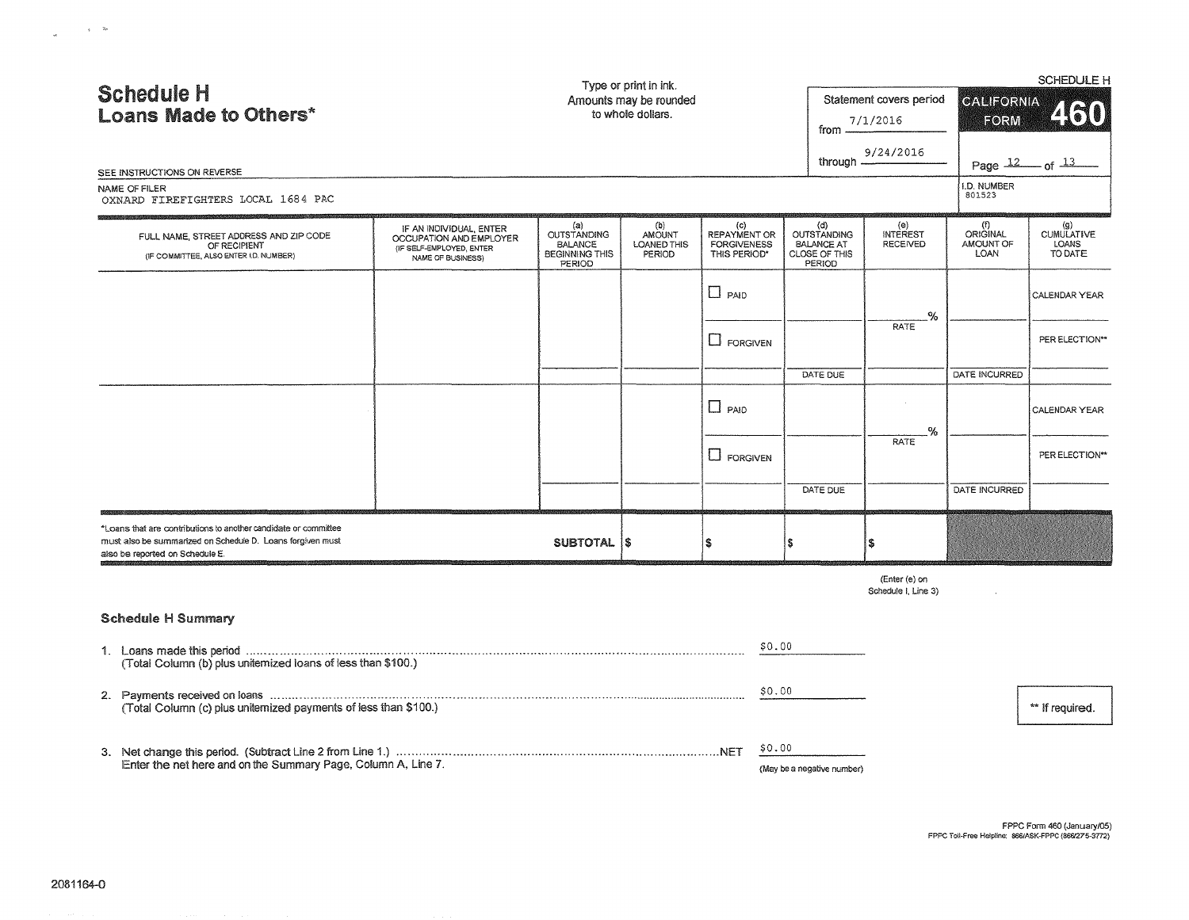# Schedule H
## Loans Made to Others*

SCHEDULE H

Type or print in ink.
Amounts may be rounded to whole dollars.

Statement covers period
from 7/1/2016
through 9/24/2016

CALIFORNIA FORM 460

SEE INSTRUCTIONS ON REVERSE

NAME OF FILER
OXNARD FIREFIGHTERS LOCAL 1684 PAC

I.D. NUMBER
801523

| FULL NAME, STREET ADDRESS AND ZIP CODE OF RECIPIENT (IF COMMITTEE, ALSO ENTER I.D. NUMBER) | IF AN INDIVIDUAL, ENTER OCCUPATION AND EMPLOYER (IF SELF-EMPLOYED, ENTER NAME OF BUSINESS) | (a) OUTSTANDING BALANCE BEGINNING THIS PERIOD | (b) AMOUNT LOANED THIS PERIOD | (c) REPAYMENT OR FORGIVENESS THIS PERIOD* | (d) OUTSTANDING BALANCE AT CLOSE OF THIS PERIOD | (e) INTEREST RECEIVED | (f) ORIGINAL AMOUNT OF LOAN | (g) CUMULATIVE LOANS TO DATE |
|---|---|---|---|---|---|---|---|---|
| | | | | ☐ PAID ☐ FORGIVEN | DATE DUE | % RATE | DATE INCURRED | CALENDAR YEAR / PER ELECTION** |
| | | | | ☐ PAID ☐ FORGIVEN | DATE DUE | % RATE | DATE INCURRED | CALENDAR YEAR / PER ELECTION** |
| *Loans that are contributions to another candidate or committee must also be summarized on Schedule D. Loans forgiven must also be reported on Schedule E. | | **SUBTOTAL** | $ | $ | $ | $ | | |

(Enter (e) on Schedule I, Line 3)

### Schedule H Summary

1. Loans made this period .......... $0.00
   (Total Column (b) plus unitemized loans of less than $100.)

2. Payments received on loans .......... $0.00
   (Total Column (c) plus unitemized payments of less than $100.)

3. Net change this period. (Subtract Line 2 from Line 1.) .......... NET $0.00
   Enter the net here and on the Summary Page, Column A, Line 7. (May be a negative number)

** If required.

FPPC Form 460 (January/05)
FPPC Toll-Free Helpline: 866/ASK-FPPC (866/275-3772)

2081164-0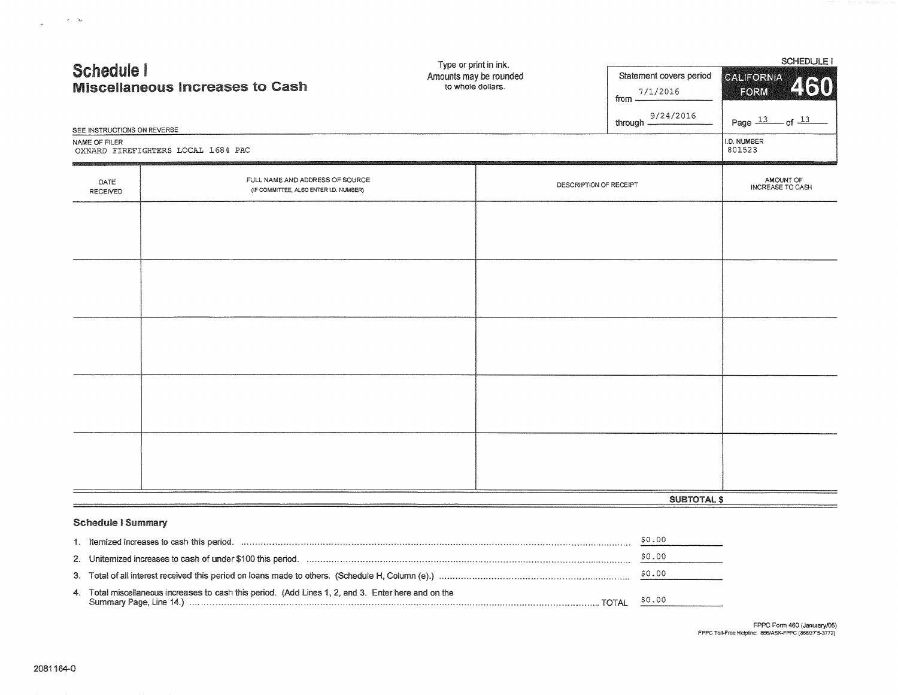# Schedule I
## Miscellaneous Increases to Cash

Type or print in ink.
Amounts may be rounded to whole dollars.

SEE INSTRUCTIONS ON REVERSE

Statement covers period
from 7/1/2016
through 9/24/2016

SCHEDULE I

CALIFORNIA FORM 460

NAME OF FILER
OXNARD FIREFIGHTERS LOCAL 1684 PAC

I.D. NUMBER
801523

| DATE RECEIVED | FULL NAME AND ADDRESS OF SOURCE (IF COMMITTEE, ALSO ENTER I.D. NUMBER) | DESCRIPTION OF RECEIPT | AMOUNT OF INCREASE TO CASH |
|---|---|---|---|
| | | | |
| | | | |
| | | | |
| | | | |
| | | | |
| | | **SUBTOTAL $** | |

### Schedule I Summary

1. Itemized increases to cash this period. ........ $0.00
2. Unitemized increases to cash of under $100 this period. ........ $0.00
3. Total of all interest received this period on loans made to others. (Schedule H, Column (e).) ........ $0.00
4. Total miscellaneous increases to cash this period. (Add Lines 1, 2, and 3. Enter here and on the Summary Page, Line 14.) ........ TOTAL $0.00

FPPC Form 460 (January/05)
FPPC Toll-Free Helpline: 866/ASK-FPPC (866/275-3772)

2081164-0